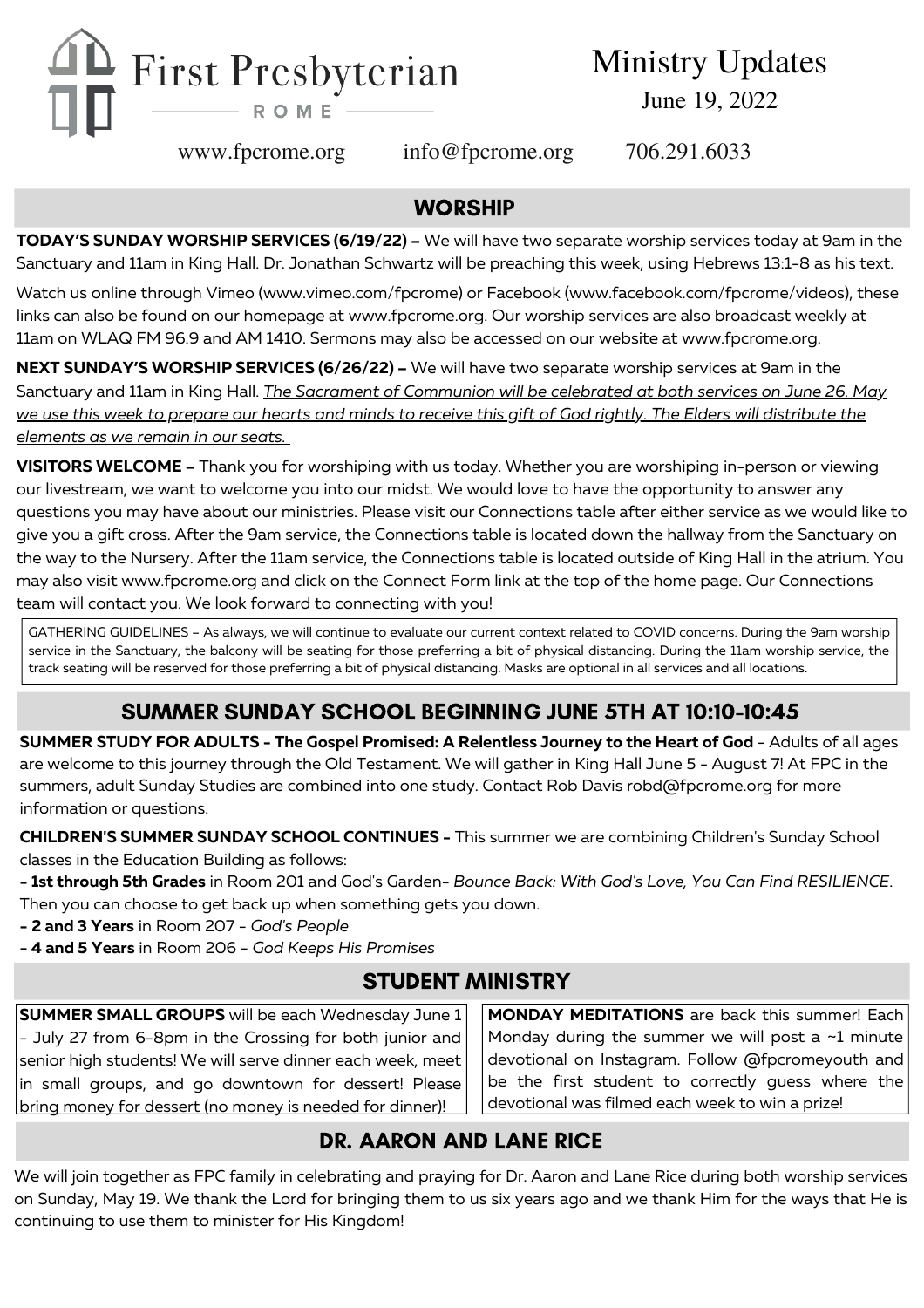# First Presbyterian ROME

## Ministry Updates

June 19, 2022

www.fpcrome.org     info@fpcrome.org     706.291.6033

## WORSHIP

**TODAY'S SUNDAY WORSHIP SERVICES (6/19/22) –** We will have two separate worship services today at 9am in the Sanctuary and 11am in King Hall. Dr. Jonathan Schwartz will be preaching this week, using Hebrews 13:1-8 as his text.

Watch us online through Vimeo (www.vimeo.com/fpcrome) or Facebook (www.facebook.com/fpcrome/videos), these links can also be found on our homepage at www.fpcrome.org. Our worship services are also broadcast weekly at 11am on WLAQ FM 96.9 and AM 1410. Sermons may also be accessed on our website at www.fpcrome.org.

**NEXT SUNDAY'S WORSHIP SERVICES (6/26/22) –** We will have two separate worship services at 9am in the Sanctuary and 11am in King Hall. *The Sacrament of Communion will be celebrated at both services on June 26. May we use this week to prepare our hearts and minds to receive this gift of God rightly. The Elders will distribute the elements as we remain in our seats.*

**VISITORS WELCOME –** Thank you for worshiping with us today. Whether you are worshiping in-person or viewing our livestream, we want to welcome you into our midst. We would love to have the opportunity to answer any questions you may have about our ministries. Please visit our Connections table after either service as we would like to give you a gift cross. After the 9am service, the Connections table is located down the hallway from the Sanctuary on the way to the Nursery. After the 11am service, the Connections table is located outside of King Hall in the atrium. You may also visit www.fpcrome.org and click on the Connect Form link at the top of the home page. Our Connections team will contact you. We look forward to connecting with you!

GATHERING GUIDELINES – As always, we will continue to evaluate our current context related to COVID concerns. During the 9am worship service in the Sanctuary, the balcony will be seating for those preferring a bit of physical distancing. During the 11am worship service, the track seating will be reserved for those preferring a bit of physical distancing. Masks are optional in all services and all locations.

## SUMMER SUNDAY SCHOOL BEGINNING JUNE 5TH AT 10:10-10:45

**SUMMER STUDY FOR ADULTS - The Gospel Promised: A Relentless Journey to the Heart of God** - Adults of all ages are welcome to this journey through the Old Testament. We will gather in King Hall June 5 - August 7! At FPC in the summers, adult Sunday Studies are combined into one study. Contact Rob Davis robd@fpcrome.org for more information or questions.

**CHILDREN'S SUMMER SUNDAY SCHOOL CONTINUES -** This summer we are combining Children's Sunday School classes in the Education Building as follows:

- **1st through 5th Grades** in Room 201 and God's Garden- *Bounce Back: With God's Love, You Can Find RESILIENCE*. Then you can choose to get back up when something gets you down.
- **2 and 3 Years** in Room 207 - *God's People*
- **4 and 5 Years** in Room 206 - *God Keeps His Promises*

## STUDENT MINISTRY

**SUMMER SMALL GROUPS** will be each Wednesday June 1 - July 27 from 6-8pm in the Crossing for both junior and senior high students! We will serve dinner each week, meet in small groups, and go downtown for dessert! Please bring money for dessert (no money is needed for dinner)!

**MONDAY MEDITATIONS** are back this summer! Each Monday during the summer we will post a ~1 minute devotional on Instagram. Follow @fpcromeyouth and be the first student to correctly guess where the devotional was filmed each week to win a prize!

## DR. AARON AND LANE RICE

We will join together as FPC family in celebrating and praying for Dr. Aaron and Lane Rice during both worship services on Sunday, May 19. We thank the Lord for bringing them to us six years ago and we thank Him for the ways that He is continuing to use them to minister for His Kingdom!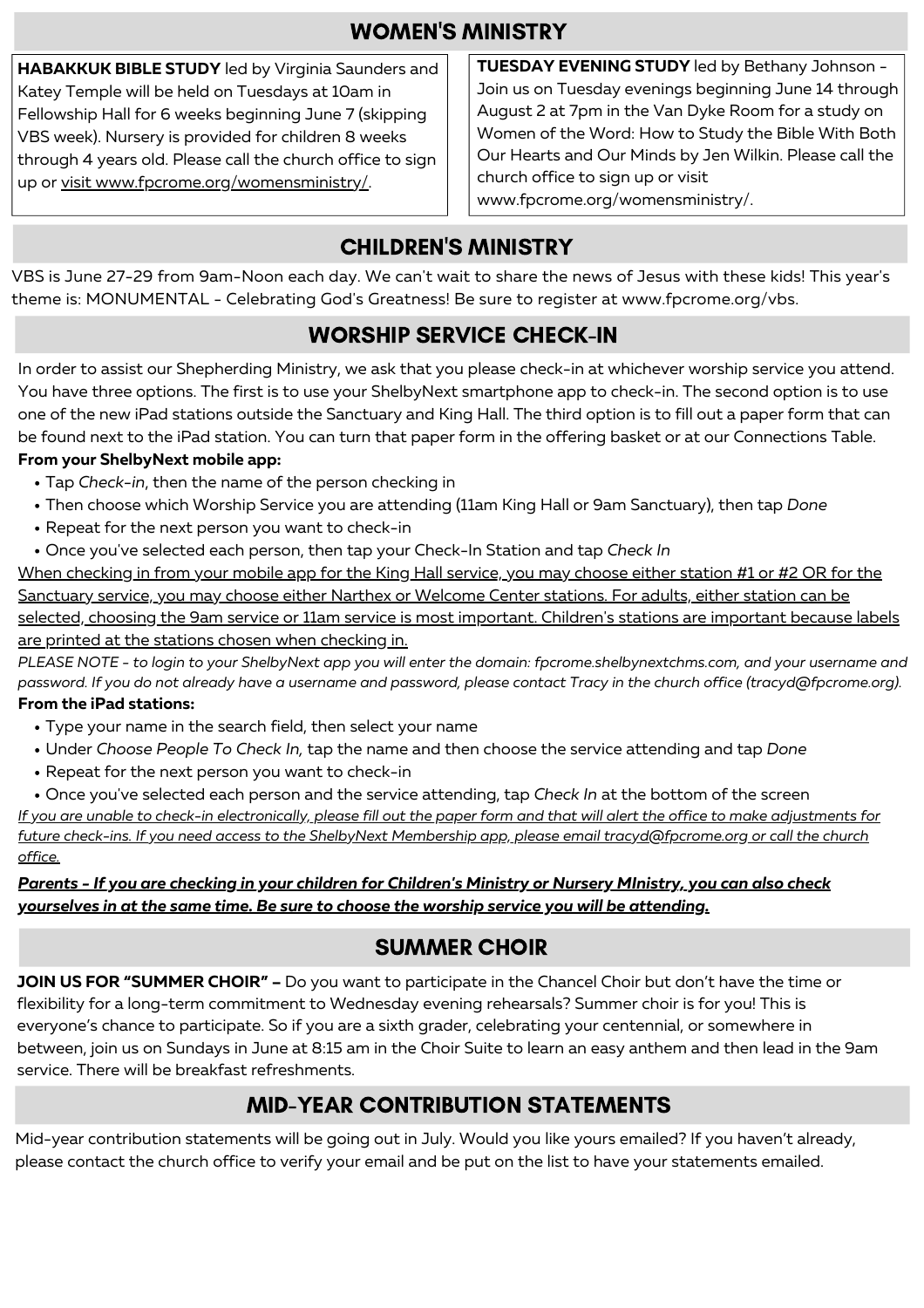## WOMEN'S MINISTRY

**HABAKKUK BIBLE STUDY** led by Virginia Saunders and Katey Temple will be held on Tuesdays at 10am in Fellowship Hall for 6 weeks beginning June 7 (skipping VBS week). Nursery is provided for children 8 weeks through 4 years old. Please call the church office to sign up or visit www.fpcrome.org/womensministry/.

**TUESDAY EVENING STUDY** led by Bethany Johnson - Join us on Tuesday evenings beginning June 14 through August 2 at 7pm in the Van Dyke Room for a study on Women of the Word: How to Study the Bible With Both Our Hearts and Our Minds by Jen Wilkin. Please call the church office to sign up or visit www.fpcrome.org/womensministry/.

## CHILDREN'S MINISTRY

VBS is June 27-29 from 9am-Noon each day. We can't wait to share the news of Jesus with these kids! This year's theme is: MONUMENTAL - Celebrating God's Greatness! Be sure to register at www.fpcrome.org/vbs.

## WORSHIP SERVICE CHECK-IN

In order to assist our Shepherding Ministry, we ask that you please check-in at whichever worship service you attend. You have three options. The first is to use your ShelbyNext smartphone app to check-in. The second option is to use one of the new iPad stations outside the Sanctuary and King Hall. The third option is to fill out a paper form that can be found next to the iPad station. You can turn that paper form in the offering basket or at our Connections Table.

**From your ShelbyNext mobile app:**

- Tap *Check-in*, then the name of the person checking in
- Then choose which Worship Service you are attending (11am King Hall or 9am Sanctuary), then tap *Done*
- Repeat for the next person you want to check-in
- Once you've selected each person, then tap your Check-In Station and tap *Check In*

When checking in from your mobile app for the King Hall service, you may choose either station #1 or #2 OR for the Sanctuary service, you may choose either Narthex or Welcome Center stations. For adults, either station can be selected, choosing the 9am service or 11am service is most important. Children's stations are important because labels are printed at the stations chosen when checking in.

*PLEASE NOTE - to login to your ShelbyNext app you will enter the domain: fpcrome.shelbynextchms.com, and your username and password. If you do not already have a username and password, please contact Tracy in the church office (tracyd@fpcrome.org).*

**From the iPad stations:**

- Type your name in the search field, then select your name
- Under *Choose People To Check In,* tap the name and then choose the service attending and tap *Done*
- Repeat for the next person you want to check-in
- Once you've selected each person and the service attending, tap *Check In* at the bottom of the screen

*If you are unable to check-in electronically, please fill out the paper form and that will alert the office to make adjustments for future check-ins. If you need access to the ShelbyNext Membership app, please email tracyd@fpcrome.org or call the church office.*

***Parents - If you are checking in your children for Children's Ministry or Nursery MInistry, you can also check yourselves in at the same time. Be sure to choose the worship service you will be attending.***

## SUMMER CHOIR

**JOIN US FOR "SUMMER CHOIR" –** Do you want to participate in the Chancel Choir but don't have the time or flexibility for a long-term commitment to Wednesday evening rehearsals? Summer choir is for you! This is everyone's chance to participate. So if you are a sixth grader, celebrating your centennial, or somewhere in between, join us on Sundays in June at 8:15 am in the Choir Suite to learn an easy anthem and then lead in the 9am service. There will be breakfast refreshments.

## MID-YEAR CONTRIBUTION STATEMENTS

Mid-year contribution statements will be going out in July. Would you like yours emailed? If you haven't already, please contact the church office to verify your email and be put on the list to have your statements emailed.